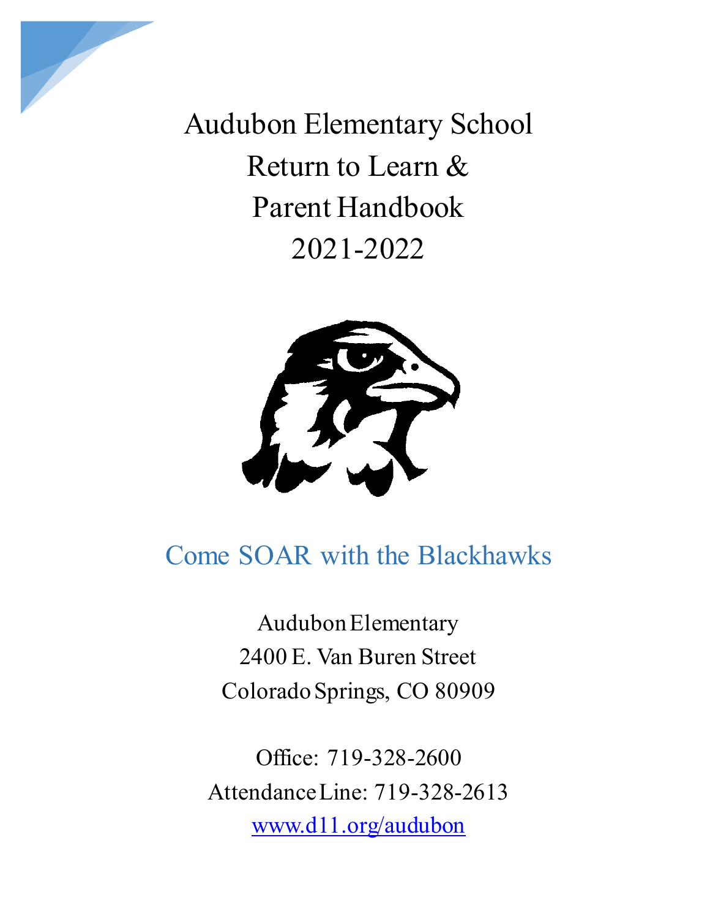# Audubon Elementary School
# Return to Learn &
# Parent Handbook
# 2021-2022

## Come SOAR with the Blackhawks

Audubon Elementary
2400 E. Van Buren Street
Colorado Springs, CO 80909

Office: 719-328-2600
Attendance Line: 719-328-2613
[www.d11.org/audubon](http://www.d11.org/audubon)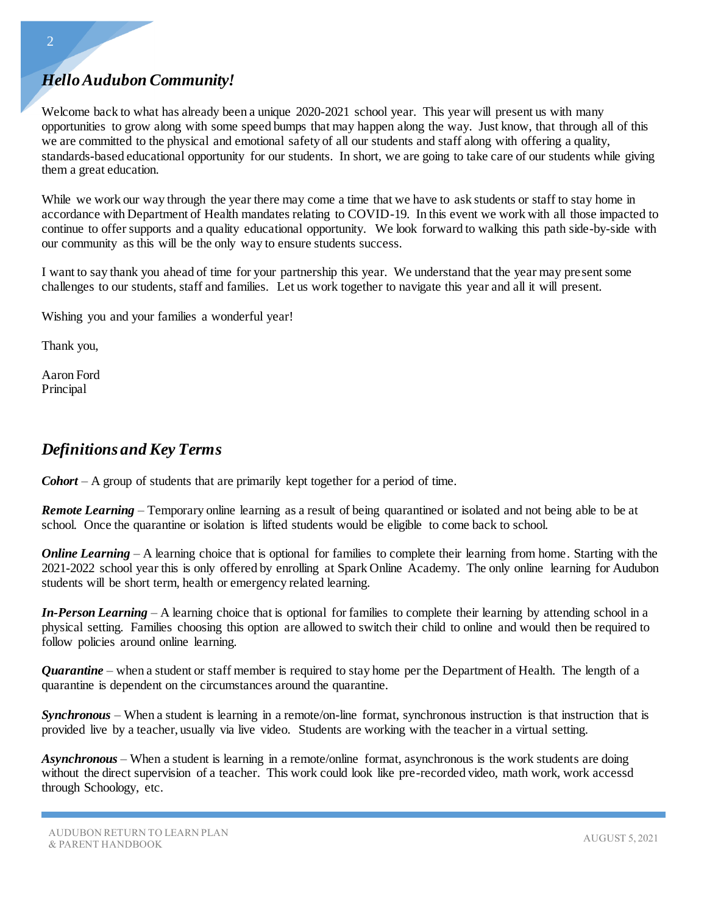## *Hello Audubon Community!*

Welcome back to what has already been a unique 2020-2021 school year. This year will present us with many opportunities to grow along with some speed bumps that may happen along the way. Just know, that through all of this we are committed to the physical and emotional safety of all our students and staff along with offering a quality, standards-based educational opportunity for our students. In short, we are going to take care of our students while giving them a great education.

While we work our way through the year there may come a time that we have to ask students or staff to stay home in accordance with Department of Health mandates relating to COVID-19. In this event we work with all those impacted to continue to offer supports and a quality educational opportunity. We look forward to walking this path side-by-side with our community as this will be the only way to ensure students success.

I want to say thank you ahead of time for your partnership this year. We understand that the year may present some challenges to our students, staff and families. Let us work together to navigate this year and all it will present.

Wishing you and your families a wonderful year!

Thank you,

Aaron Ford
Principal

## *Definitions and Key Terms*

***Cohort*** – A group of students that are primarily kept together for a period of time.

***Remote Learning*** – Temporary online learning as a result of being quarantined or isolated and not being able to be at school. Once the quarantine or isolation is lifted students would be eligible to come back to school.

***Online Learning*** – A learning choice that is optional for families to complete their learning from home. Starting with the 2021-2022 school year this is only offered by enrolling at Spark Online Academy. The only online learning for Audubon students will be short term, health or emergency related learning.

***In-Person Learning*** – A learning choice that is optional for families to complete their learning by attending school in a physical setting. Families choosing this option are allowed to switch their child to online and would then be required to follow policies around online learning.

***Quarantine*** – when a student or staff member is required to stay home per the Department of Health. The length of a quarantine is dependent on the circumstances around the quarantine.

***Synchronous*** – When a student is learning in a remote/on-line format, synchronous instruction is that instruction that is provided live by a teacher, usually via live video. Students are working with the teacher in a virtual setting.

***Asynchronous*** – When a student is learning in a remote/online format, asynchronous is the work students are doing without the direct supervision of a teacher. This work could look like pre-recorded video, math work, work accessd through Schoology, etc.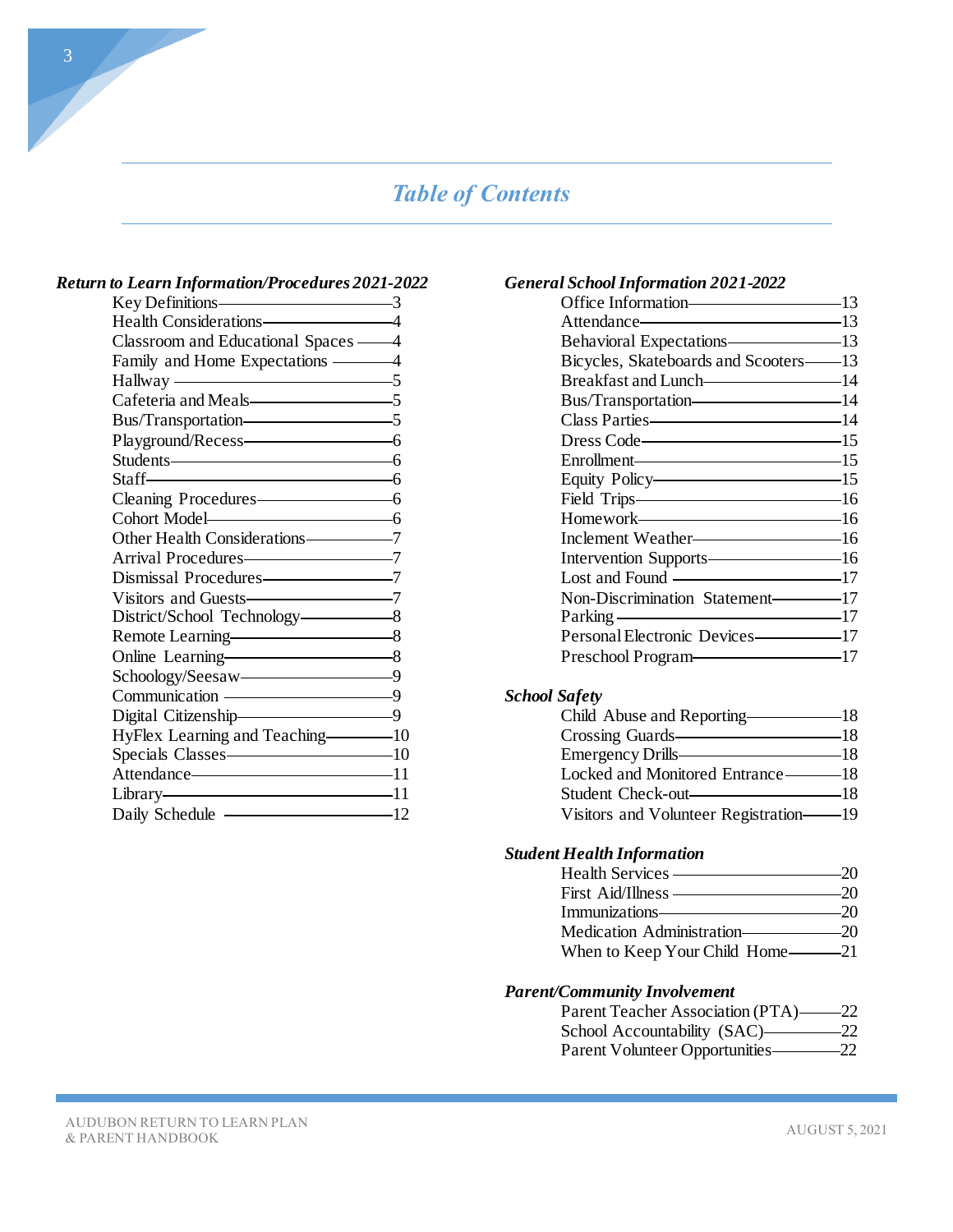# *Table of Contents*

***Return to Learn Information/Procedures 2021-2022***

- Key Definitions — 3
- Health Considerations — 4
- Classroom and Educational Spaces — 4
- Family and Home Expectations — 4
- Hallway — 5
- Cafeteria and Meals — 5
- Bus/Transportation — 5
- Playground/Recess — 6
- Students — 6
- Staff — 6
- Cleaning Procedures — 6
- Cohort Model — 6
- Other Health Considerations — 7
- Arrival Procedures — 7
- Dismissal Procedures — 7
- Visitors and Guests — 7
- District/School Technology — 8
- Remote Learning — 8
- Online Learning — 8
- Schoology/Seesaw — 9
- Communication — 9
- Digital Citizenship — 9
- HyFlex Learning and Teaching — 10
- Specials Classes — 10
- Attendance — 11
- Library — 11
- Daily Schedule — 12

***General School Information 2021-2022***

- Office Information — 13
- Attendance — 13
- Behavioral Expectations — 13
- Bicycles, Skateboards and Scooters — 13
- Breakfast and Lunch — 14
- Bus/Transportation — 14
- Class Parties — 14
- Dress Code — 15
- Enrollment — 15
- Equity Policy — 15
- Field Trips — 16
- Homework — 16
- Inclement Weather — 16
- Intervention Supports — 16
- Lost and Found — 17
- Non-Discrimination Statement — 17
- Parking — 17
- Personal Electronic Devices — 17
- Preschool Program — 17

***School Safety***

- Child Abuse and Reporting — 18
- Crossing Guards — 18
- Emergency Drills — 18
- Locked and Monitored Entrance — 18
- Student Check-out — 18
- Visitors and Volunteer Registration — 19

***Student Health Information***

- Health Services — 20
- First Aid/Illness — 20
- Immunizations — 20
- Medication Administration — 20
- When to Keep Your Child Home — 21

***Parent/Community Involvement***

- Parent Teacher Association (PTA) — 22
- School Accountability (SAC) — 22
- Parent Volunteer Opportunities — 22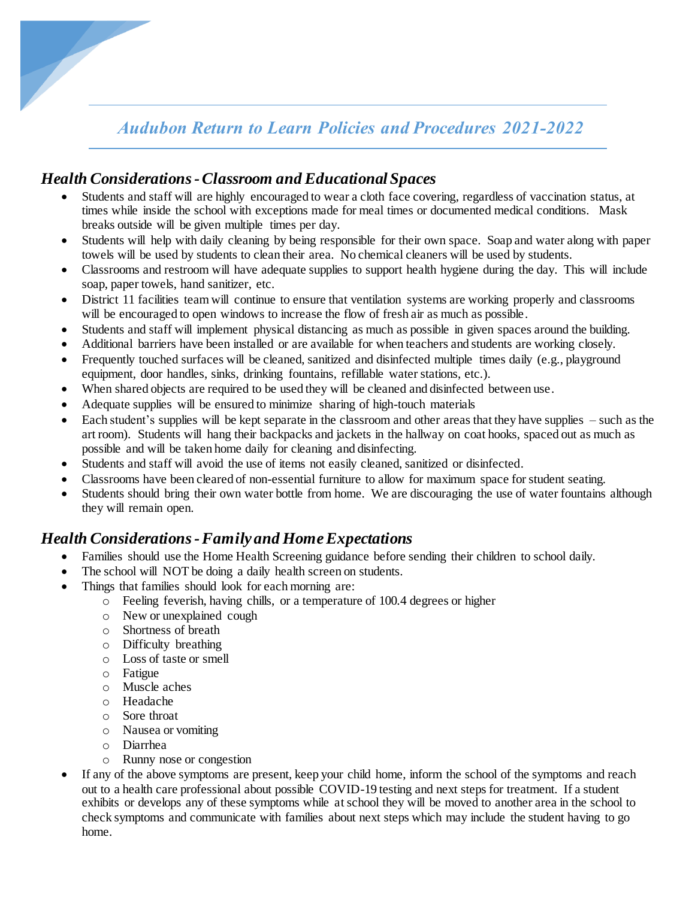*Audubon Return to Learn Policies and Procedures 2021-2022*

## *Health Considerations - Classroom and Educational Spaces*

- Students and staff will are highly encouraged to wear a cloth face covering, regardless of vaccination status, at times while inside the school with exceptions made for meal times or documented medical conditions. Mask breaks outside will be given multiple times per day.
- Students will help with daily cleaning by being responsible for their own space. Soap and water along with paper towels will be used by students to clean their area. No chemical cleaners will be used by students.
- Classrooms and restroom will have adequate supplies to support health hygiene during the day. This will include soap, paper towels, hand sanitizer, etc.
- District 11 facilities team will continue to ensure that ventilation systems are working properly and classrooms will be encouraged to open windows to increase the flow of fresh air as much as possible.
- Students and staff will implement physical distancing as much as possible in given spaces around the building.
- Additional barriers have been installed or are available for when teachers and students are working closely.
- Frequently touched surfaces will be cleaned, sanitized and disinfected multiple times daily (e.g., playground equipment, door handles, sinks, drinking fountains, refillable water stations, etc.).
- When shared objects are required to be used they will be cleaned and disinfected between use.
- Adequate supplies will be ensured to minimize sharing of high-touch materials
- Each student's supplies will be kept separate in the classroom and other areas that they have supplies – such as the art room). Students will hang their backpacks and jackets in the hallway on coat hooks, spaced out as much as possible and will be taken home daily for cleaning and disinfecting.
- Students and staff will avoid the use of items not easily cleaned, sanitized or disinfected.
- Classrooms have been cleared of non-essential furniture to allow for maximum space for student seating.
- Students should bring their own water bottle from home. We are discouraging the use of water fountains although they will remain open.

## *Health Considerations - Family and Home Expectations*

- Families should use the Home Health Screening guidance before sending their children to school daily.
- The school will NOT be doing a daily health screen on students.
- Things that families should look for each morning are:
  - Feeling feverish, having chills, or a temperature of 100.4 degrees or higher
  - New or unexplained cough
  - Shortness of breath
  - Difficulty breathing
  - Loss of taste or smell
  - Fatigue
  - Muscle aches
  - Headache
  - Sore throat
  - Nausea or vomiting
  - Diarrhea
  - Runny nose or congestion
- If any of the above symptoms are present, keep your child home, inform the school of the symptoms and reach out to a health care professional about possible COVID-19 testing and next steps for treatment. If a student exhibits or develops any of these symptoms while at school they will be moved to another area in the school to check symptoms and communicate with families about next steps which may include the student having to go home.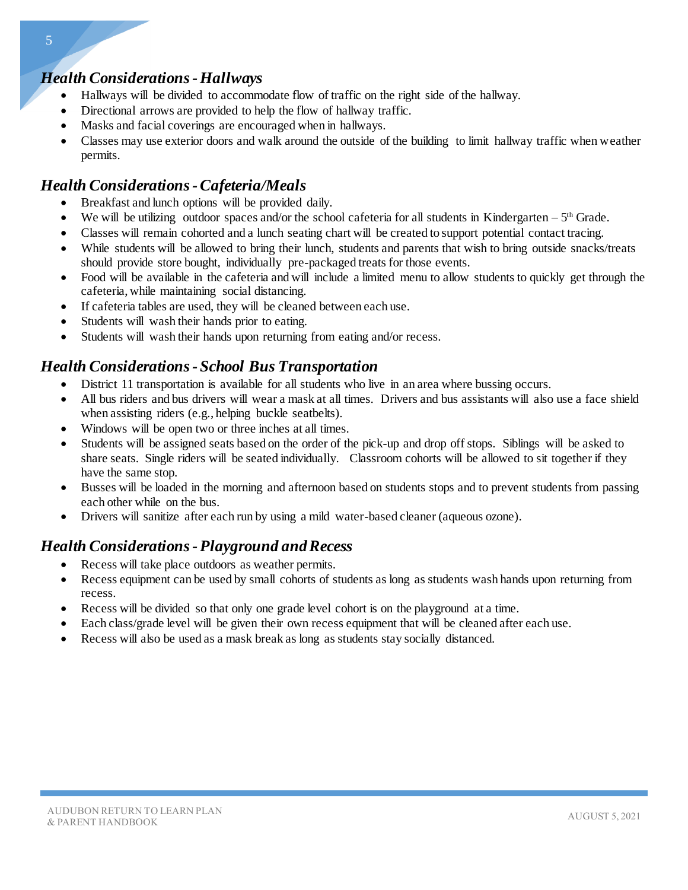## *Health Considerations - Hallways*

- Hallways will be divided to accommodate flow of traffic on the right side of the hallway.
- Directional arrows are provided to help the flow of hallway traffic.
- Masks and facial coverings are encouraged when in hallways.
- Classes may use exterior doors and walk around the outside of the building to limit hallway traffic when weather permits.

## *Health Considerations - Cafeteria/Meals*

- Breakfast and lunch options will be provided daily.
- We will be utilizing outdoor spaces and/or the school cafeteria for all students in Kindergarten – 5th Grade.
- Classes will remain cohorted and a lunch seating chart will be created to support potential contact tracing.
- While students will be allowed to bring their lunch, students and parents that wish to bring outside snacks/treats should provide store bought, individually pre-packaged treats for those events.
- Food will be available in the cafeteria and will include a limited menu to allow students to quickly get through the cafeteria, while maintaining social distancing.
- If cafeteria tables are used, they will be cleaned between each use.
- Students will wash their hands prior to eating.
- Students will wash their hands upon returning from eating and/or recess.

## *Health Considerations - School Bus Transportation*

- District 11 transportation is available for all students who live in an area where bussing occurs.
- All bus riders and bus drivers will wear a mask at all times. Drivers and bus assistants will also use a face shield when assisting riders (e.g., helping buckle seatbelts).
- Windows will be open two or three inches at all times.
- Students will be assigned seats based on the order of the pick-up and drop off stops. Siblings will be asked to share seats. Single riders will be seated individually. Classroom cohorts will be allowed to sit together if they have the same stop.
- Busses will be loaded in the morning and afternoon based on students stops and to prevent students from passing each other while on the bus.
- Drivers will sanitize after each run by using a mild water-based cleaner (aqueous ozone).

## *Health Considerations - Playground and Recess*

- Recess will take place outdoors as weather permits.
- Recess equipment can be used by small cohorts of students as long as students wash hands upon returning from recess.
- Recess will be divided so that only one grade level cohort is on the playground at a time.
- Each class/grade level will be given their own recess equipment that will be cleaned after each use.
- Recess will also be used as a mask break as long as students stay socially distanced.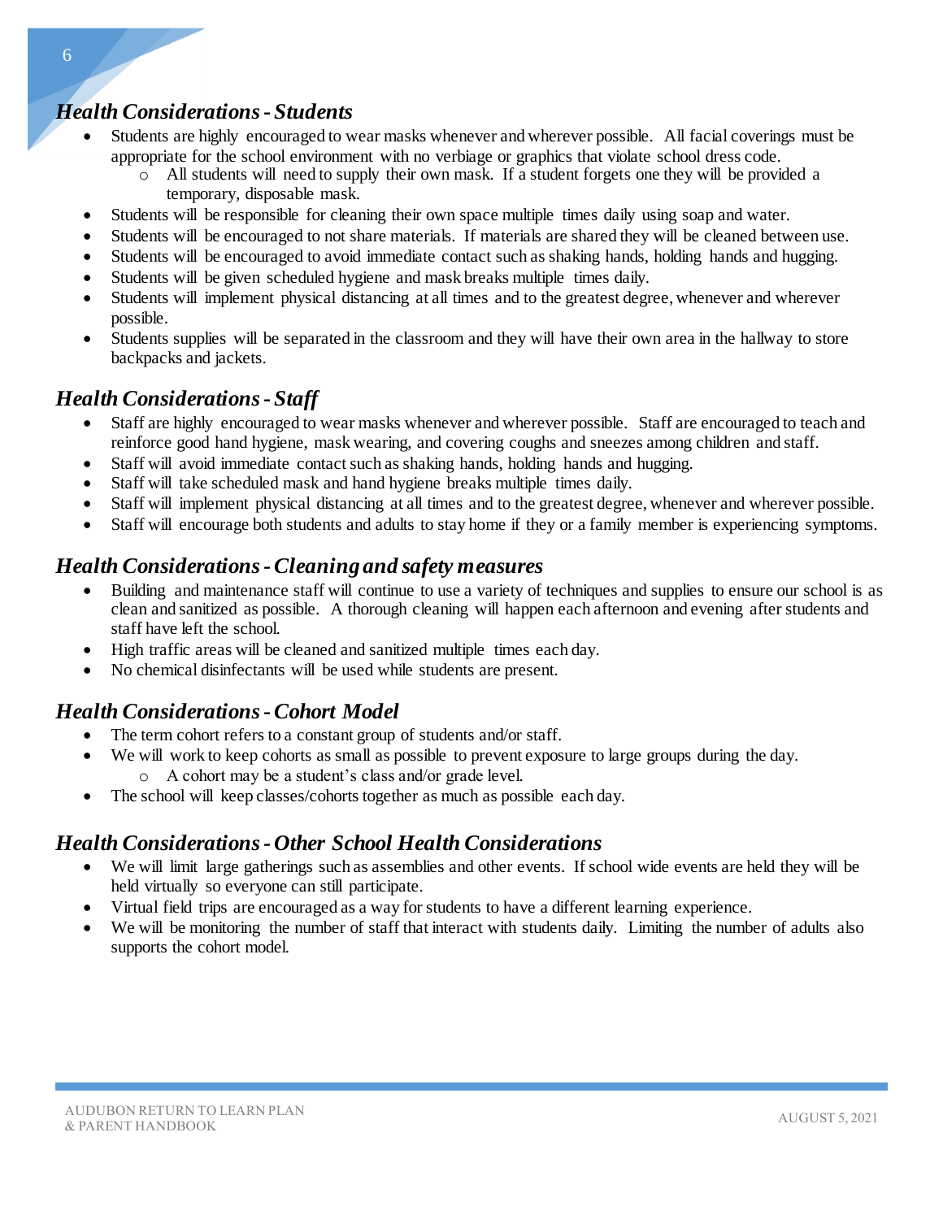## *Health Considerations - Students*

- Students are highly encouraged to wear masks whenever and wherever possible. All facial coverings must be appropriate for the school environment with no verbiage or graphics that violate school dress code.
    - All students will need to supply their own mask. If a student forgets one they will be provided a temporary, disposable mask.
- Students will be responsible for cleaning their own space multiple times daily using soap and water.
- Students will be encouraged to not share materials. If materials are shared they will be cleaned between use.
- Students will be encouraged to avoid immediate contact such as shaking hands, holding hands and hugging.
- Students will be given scheduled hygiene and mask breaks multiple times daily.
- Students will implement physical distancing at all times and to the greatest degree, whenever and wherever possible.
- Students supplies will be separated in the classroom and they will have their own area in the hallway to store backpacks and jackets.

## *Health Considerations - Staff*

- Staff are highly encouraged to wear masks whenever and wherever possible. Staff are encouraged to teach and reinforce good hand hygiene, mask wearing, and covering coughs and sneezes among children and staff.
- Staff will avoid immediate contact such as shaking hands, holding hands and hugging.
- Staff will take scheduled mask and hand hygiene breaks multiple times daily.
- Staff will implement physical distancing at all times and to the greatest degree, whenever and wherever possible.
- Staff will encourage both students and adults to stay home if they or a family member is experiencing symptoms.

## *Health Considerations - Cleaning and safety measures*

- Building and maintenance staff will continue to use a variety of techniques and supplies to ensure our school is as clean and sanitized as possible. A thorough cleaning will happen each afternoon and evening after students and staff have left the school.
- High traffic areas will be cleaned and sanitized multiple times each day.
- No chemical disinfectants will be used while students are present.

## *Health Considerations - Cohort Model*

- The term cohort refers to a constant group of students and/or staff.
- We will work to keep cohorts as small as possible to prevent exposure to large groups during the day.
    - A cohort may be a student's class and/or grade level.
- The school will keep classes/cohorts together as much as possible each day.

## *Health Considerations - Other School Health Considerations*

- We will limit large gatherings such as assemblies and other events. If school wide events are held they will be held virtually so everyone can still participate.
- Virtual field trips are encouraged as a way for students to have a different learning experience.
- We will be monitoring the number of staff that interact with students daily. Limiting the number of adults also supports the cohort model.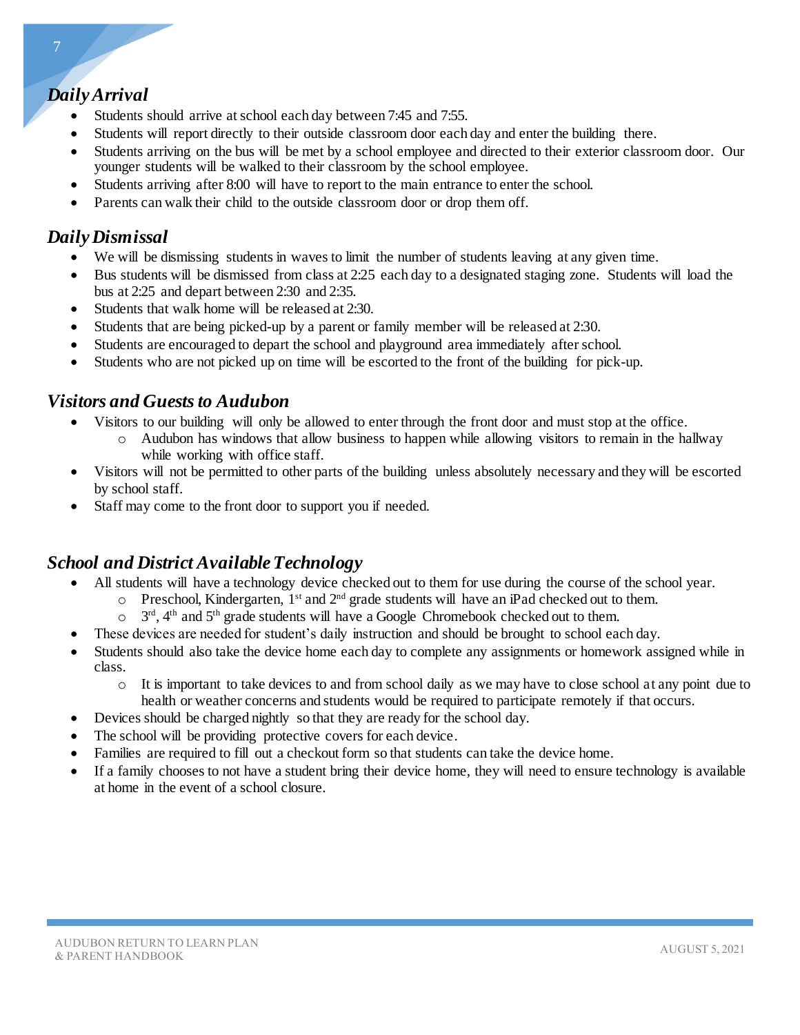## *Daily Arrival*

- Students should arrive at school each day between 7:45 and 7:55.
- Students will report directly to their outside classroom door each day and enter the building there.
- Students arriving on the bus will be met by a school employee and directed to their exterior classroom door. Our younger students will be walked to their classroom by the school employee.
- Students arriving after 8:00 will have to report to the main entrance to enter the school.
- Parents can walk their child to the outside classroom door or drop them off.

## *Daily Dismissal*

- We will be dismissing students in waves to limit the number of students leaving at any given time.
- Bus students will be dismissed from class at 2:25 each day to a designated staging zone. Students will load the bus at 2:25 and depart between 2:30 and 2:35.
- Students that walk home will be released at 2:30.
- Students that are being picked-up by a parent or family member will be released at 2:30.
- Students are encouraged to depart the school and playground area immediately after school.
- Students who are not picked up on time will be escorted to the front of the building for pick-up.

## *Visitors and Guests to Audubon*

- Visitors to our building will only be allowed to enter through the front door and must stop at the office.
  - Audubon has windows that allow business to happen while allowing visitors to remain in the hallway while working with office staff.
- Visitors will not be permitted to other parts of the building unless absolutely necessary and they will be escorted by school staff.
- Staff may come to the front door to support you if needed.

## *School and District Available Technology*

- All students will have a technology device checked out to them for use during the course of the school year.
  - Preschool, Kindergarten, 1st and 2nd grade students will have an iPad checked out to them.
  - 3rd, 4th and 5th grade students will have a Google Chromebook checked out to them.
- These devices are needed for student's daily instruction and should be brought to school each day.
- Students should also take the device home each day to complete any assignments or homework assigned while in class.
  - It is important to take devices to and from school daily as we may have to close school at any point due to health or weather concerns and students would be required to participate remotely if that occurs.
- Devices should be charged nightly so that they are ready for the school day.
- The school will be providing protective covers for each device.
- Families are required to fill out a checkout form so that students can take the device home.
- If a family chooses to not have a student bring their device home, they will need to ensure technology is available at home in the event of a school closure.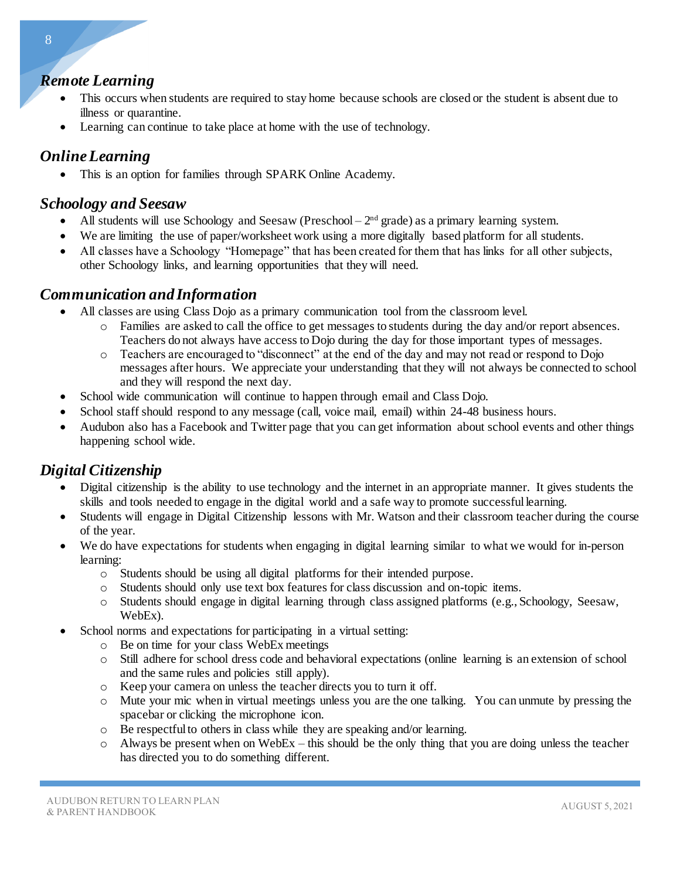## *Remote Learning*

- This occurs when students are required to stay home because schools are closed or the student is absent due to illness or quarantine.
- Learning can continue to take place at home with the use of technology.

## *Online Learning*

- This is an option for families through SPARK Online Academy.

## *Schoology and Seesaw*

- All students will use Schoology and Seesaw (Preschool – 2nd grade) as a primary learning system.
- We are limiting the use of paper/worksheet work using a more digitally based platform for all students.
- All classes have a Schoology "Homepage" that has been created for them that has links for all other subjects, other Schoology links, and learning opportunities that they will need.

## *Communication and Information*

- All classes are using Class Dojo as a primary communication tool from the classroom level.
  - Families are asked to call the office to get messages to students during the day and/or report absences. Teachers do not always have access to Dojo during the day for those important types of messages.
  - Teachers are encouraged to "disconnect" at the end of the day and may not read or respond to Dojo messages after hours. We appreciate your understanding that they will not always be connected to school and they will respond the next day.
- School wide communication will continue to happen through email and Class Dojo.
- School staff should respond to any message (call, voice mail, email) within 24-48 business hours.
- Audubon also has a Facebook and Twitter page that you can get information about school events and other things happening school wide.

## *Digital Citizenship*

- Digital citizenship is the ability to use technology and the internet in an appropriate manner. It gives students the skills and tools needed to engage in the digital world and a safe way to promote successful learning.
- Students will engage in Digital Citizenship lessons with Mr. Watson and their classroom teacher during the course of the year.
- We do have expectations for students when engaging in digital learning similar to what we would for in-person learning:
  - Students should be using all digital platforms for their intended purpose.
  - Students should only use text box features for class discussion and on-topic items.
  - Students should engage in digital learning through class assigned platforms (e.g., Schoology, Seesaw, WebEx).
- School norms and expectations for participating in a virtual setting:
  - Be on time for your class WebEx meetings
  - Still adhere for school dress code and behavioral expectations (online learning is an extension of school and the same rules and policies still apply).
  - Keep your camera on unless the teacher directs you to turn it off.
  - Mute your mic when in virtual meetings unless you are the one talking. You can unmute by pressing the spacebar or clicking the microphone icon.
  - Be respectful to others in class while they are speaking and/or learning.
  - Always be present when on WebEx – this should be the only thing that you are doing unless the teacher has directed you to do something different.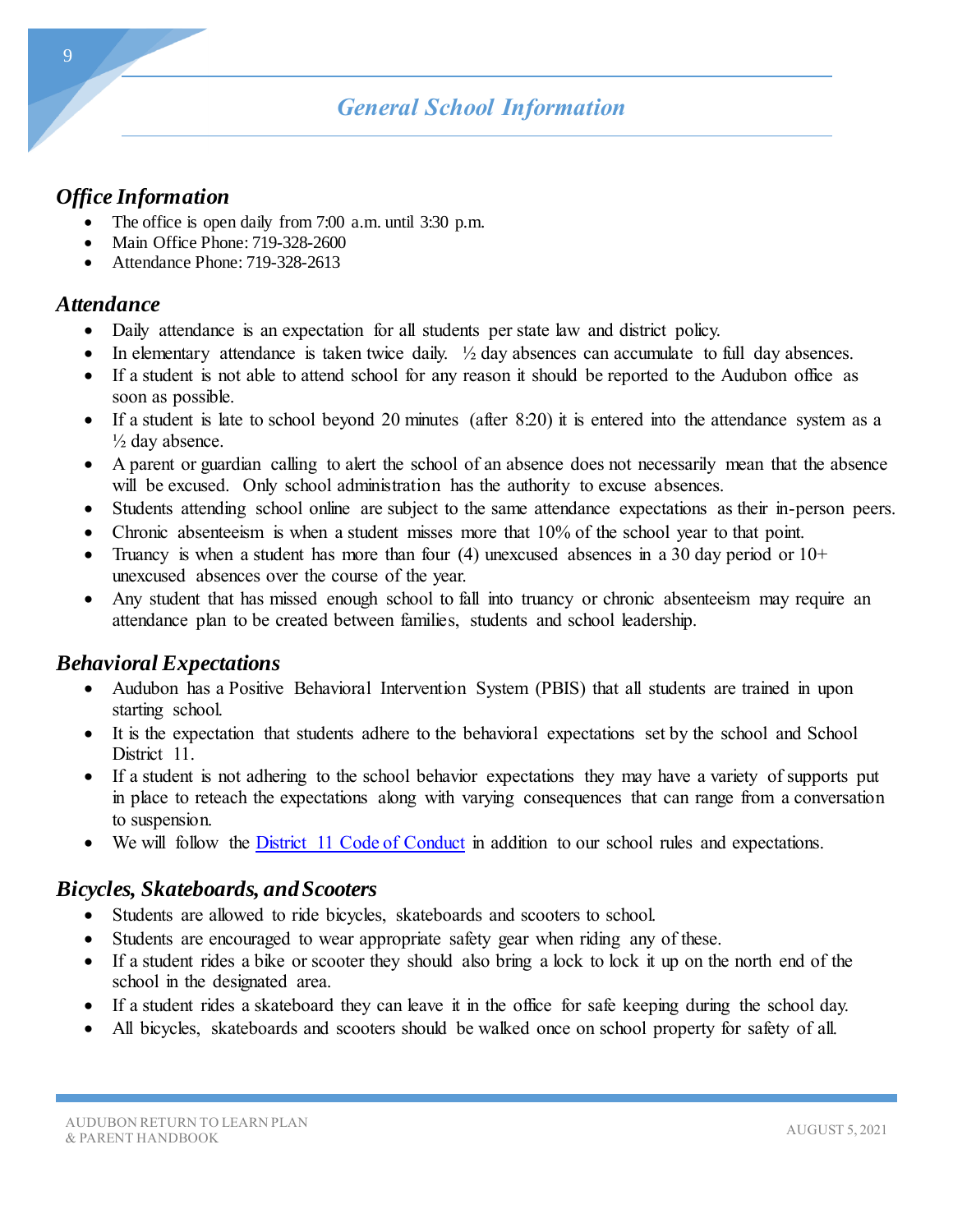## General School Information

### Office Information

- The office is open daily from 7:00 a.m. until 3:30 p.m.
- Main Office Phone: 719-328-2600
- Attendance Phone: 719-328-2613

### Attendance

- Daily attendance is an expectation for all students per state law and district policy.
- In elementary attendance is taken twice daily. ½ day absences can accumulate to full day absences.
- If a student is not able to attend school for any reason it should be reported to the Audubon office as soon as possible.
- If a student is late to school beyond 20 minutes (after 8:20) it is entered into the attendance system as a ½ day absence.
- A parent or guardian calling to alert the school of an absence does not necessarily mean that the absence will be excused. Only school administration has the authority to excuse absences.
- Students attending school online are subject to the same attendance expectations as their in-person peers.
- Chronic absenteeism is when a student misses more that 10% of the school year to that point.
- Truancy is when a student has more than four (4) unexcused absences in a 30 day period or 10+ unexcused absences over the course of the year.
- Any student that has missed enough school to fall into truancy or chronic absenteeism may require an attendance plan to be created between families, students and school leadership.

### Behavioral Expectations

- Audubon has a Positive Behavioral Intervention System (PBIS) that all students are trained in upon starting school.
- It is the expectation that students adhere to the behavioral expectations set by the school and School District 11.
- If a student is not adhering to the school behavior expectations they may have a variety of supports put in place to reteach the expectations along with varying consequences that can range from a conversation to suspension.
- We will follow the District 11 Code of Conduct in addition to our school rules and expectations.

### Bicycles, Skateboards, and Scooters

- Students are allowed to ride bicycles, skateboards and scooters to school.
- Students are encouraged to wear appropriate safety gear when riding any of these.
- If a student rides a bike or scooter they should also bring a lock to lock it up on the north end of the school in the designated area.
- If a student rides a skateboard they can leave it in the office for safe keeping during the school day.
- All bicycles, skateboards and scooters should be walked once on school property for safety of all.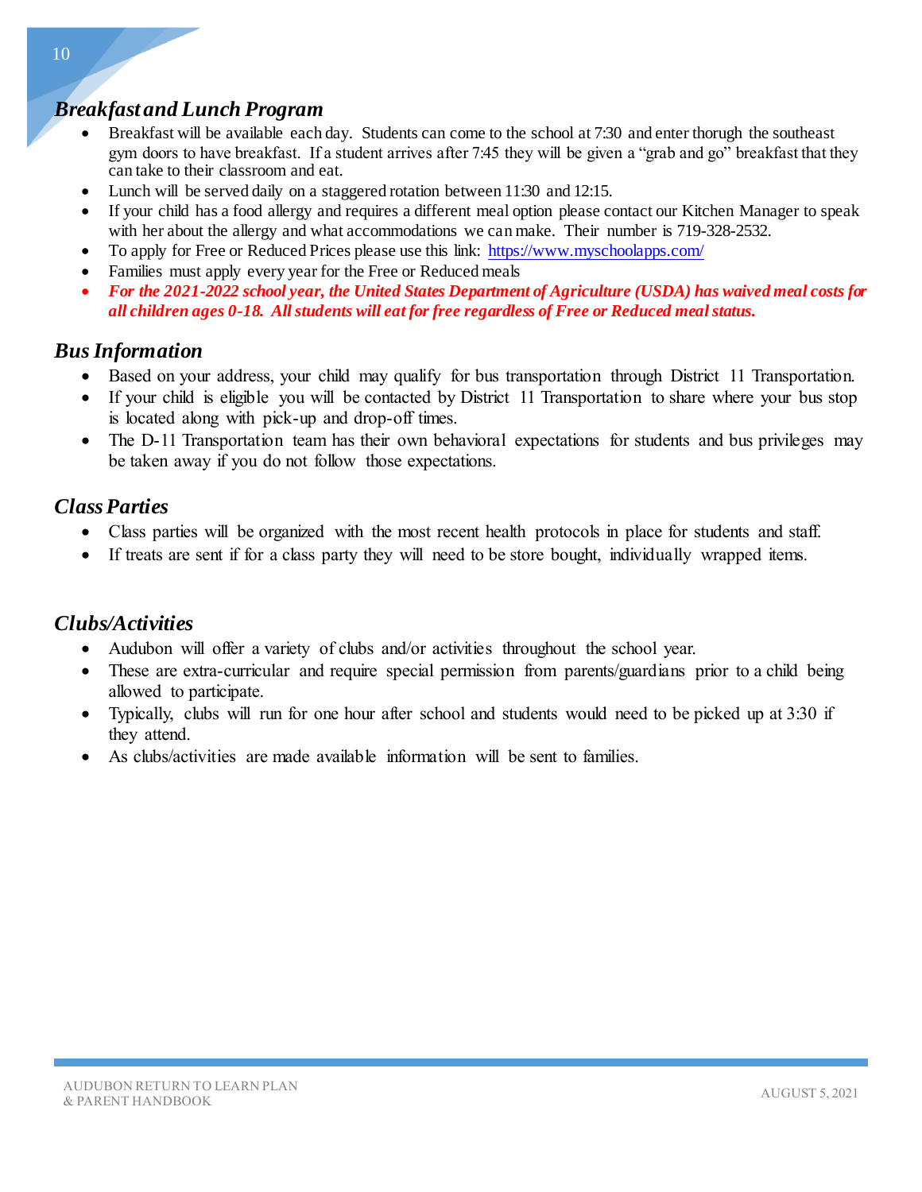## *Breakfast and Lunch Program*

- Breakfast will be available each day. Students can come to the school at 7:30 and enter thorugh the southeast gym doors to have breakfast. If a student arrives after 7:45 they will be given a "grab and go" breakfast that they can take to their classroom and eat.
- Lunch will be served daily on a staggered rotation between 11:30 and 12:15.
- If your child has a food allergy and requires a different meal option please contact our Kitchen Manager to speak with her about the allergy and what accommodations we can make. Their number is 719-328-2532.
- To apply for Free or Reduced Prices please use this link: https://www.myschoolapps.com/
- Families must apply every year for the Free or Reduced meals
- ***For the 2021-2022 school year, the United States Department of Agriculture (USDA) has waived meal costs for all children ages 0-18. All students will eat for free regardless of Free or Reduced meal status.***

## *Bus Information*

- Based on your address, your child may qualify for bus transportation through District 11 Transportation.
- If your child is eligible you will be contacted by District 11 Transportation to share where your bus stop is located along with pick-up and drop-off times.
- The D-11 Transportation team has their own behavioral expectations for students and bus privileges may be taken away if you do not follow those expectations.

## *Class Parties*

- Class parties will be organized with the most recent health protocols in place for students and staff.
- If treats are sent if for a class party they will need to be store bought, individually wrapped items.

## *Clubs/Activities*

- Audubon will offer a variety of clubs and/or activities throughout the school year.
- These are extra-curricular and require special permission from parents/guardians prior to a child being allowed to participate.
- Typically, clubs will run for one hour after school and students would need to be picked up at 3:30 if they attend.
- As clubs/activities are made available information will be sent to families.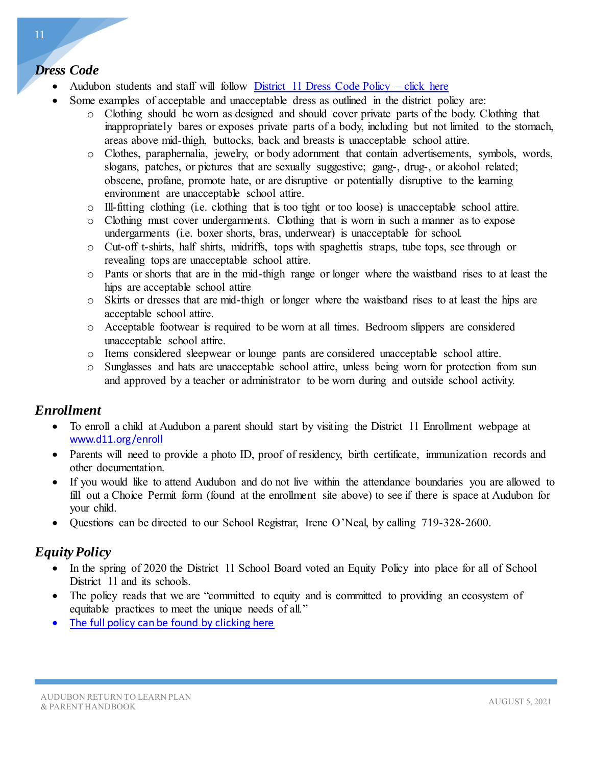## *Dress Code*

- Audubon students and staff will follow [District 11 Dress Code Policy – click here]()
- Some examples of acceptable and unacceptable dress as outlined in the district policy are:
    - Clothing should be worn as designed and should cover private parts of the body. Clothing that inappropriately bares or exposes private parts of a body, including but not limited to the stomach, areas above mid-thigh, buttocks, back and breasts is unacceptable school attire.
    - Clothes, paraphernalia, jewelry, or body adornment that contain advertisements, symbols, words, slogans, patches, or pictures that are sexually suggestive; gang-, drug-, or alcohol related; obscene, profane, promote hate, or are disruptive or potentially disruptive to the learning environment are unacceptable school attire.
    - Ill-fitting clothing (i.e. clothing that is too tight or too loose) is unacceptable school attire.
    - Clothing must cover undergarments. Clothing that is worn in such a manner as to expose undergarments (i.e. boxer shorts, bras, underwear) is unacceptable for school.
    - Cut-off t-shirts, half shirts, midriffs, tops with spaghettis straps, tube tops, see through or revealing tops are unacceptable school attire.
    - Pants or shorts that are in the mid-thigh range or longer where the waistband rises to at least the hips are acceptable school attire
    - Skirts or dresses that are mid-thigh or longer where the waistband rises to at least the hips are acceptable school attire.
    - Acceptable footwear is required to be worn at all times. Bedroom slippers are considered unacceptable school attire.
    - Items considered sleepwear or lounge pants are considered unacceptable school attire.
    - Sunglasses and hats are unacceptable school attire, unless being worn for protection from sun and approved by a teacher or administrator to be worn during and outside school activity.

## *Enrollment*

- To enroll a child at Audubon a parent should start by visiting the District 11 Enrollment webpage at [www.d11.org/enroll](www.d11.org/enroll)
- Parents will need to provide a photo ID, proof of residency, birth certificate, immunization records and other documentation.
- If you would like to attend Audubon and do not live within the attendance boundaries you are allowed to fill out a Choice Permit form (found at the enrollment site above) to see if there is space at Audubon for your child.
- Questions can be directed to our School Registrar, Irene O'Neal, by calling 719-328-2600.

## *Equity Policy*

- In the spring of 2020 the District 11 School Board voted an Equity Policy into place for all of School District 11 and its schools.
- The policy reads that we are "committed to equity and is committed to providing an ecosystem of equitable practices to meet the unique needs of all."
- [The full policy can be found by clicking here]()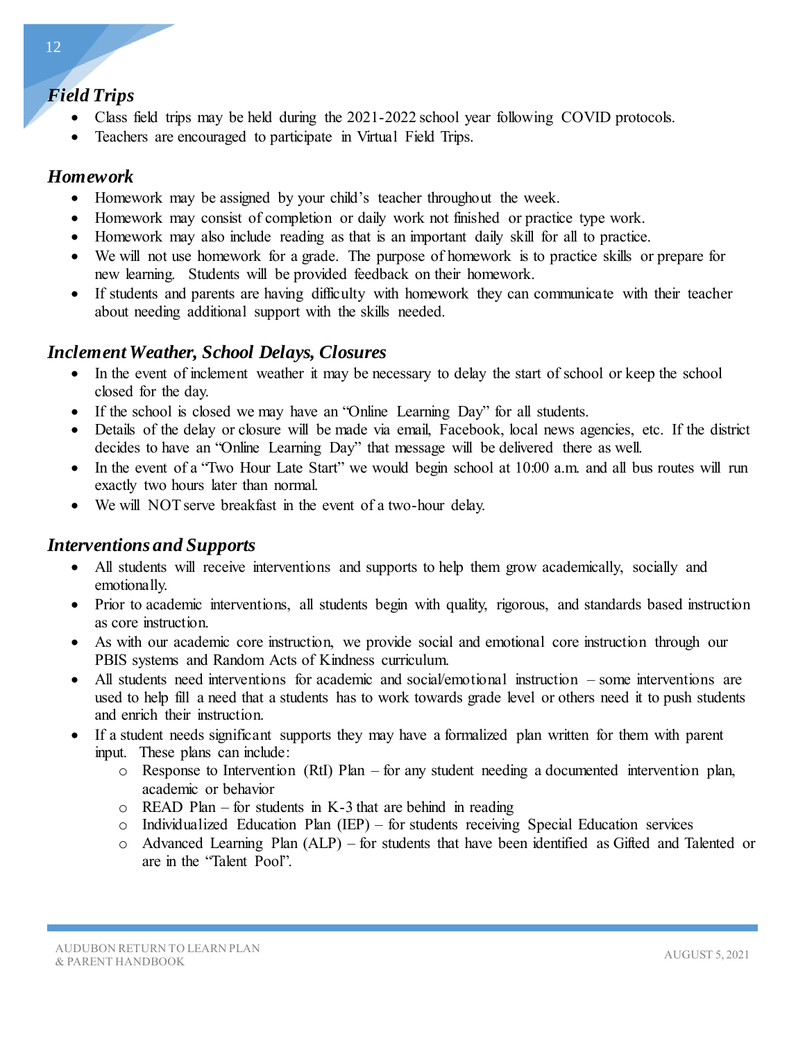## *Field Trips*

- Class field trips may be held during the 2021-2022 school year following COVID protocols.
- Teachers are encouraged to participate in Virtual Field Trips.

## *Homework*

- Homework may be assigned by your child's teacher throughout the week.
- Homework may consist of completion or daily work not finished or practice type work.
- Homework may also include reading as that is an important daily skill for all to practice.
- We will not use homework for a grade. The purpose of homework is to practice skills or prepare for new learning. Students will be provided feedback on their homework.
- If students and parents are having difficulty with homework they can communicate with their teacher about needing additional support with the skills needed.

## *Inclement Weather, School Delays, Closures*

- In the event of inclement weather it may be necessary to delay the start of school or keep the school closed for the day.
- If the school is closed we may have an "Online Learning Day" for all students.
- Details of the delay or closure will be made via email, Facebook, local news agencies, etc. If the district decides to have an "Online Learning Day" that message will be delivered there as well.
- In the event of a "Two Hour Late Start" we would begin school at 10:00 a.m. and all bus routes will run exactly two hours later than normal.
- We will NOT serve breakfast in the event of a two-hour delay.

## *Interventions and Supports*

- All students will receive interventions and supports to help them grow academically, socially and emotionally.
- Prior to academic interventions, all students begin with quality, rigorous, and standards based instruction as core instruction.
- As with our academic core instruction, we provide social and emotional core instruction through our PBIS systems and Random Acts of Kindness curriculum.
- All students need interventions for academic and social/emotional instruction – some interventions are used to help fill a need that a students has to work towards grade level or others need it to push students and enrich their instruction.
- If a student needs significant supports they may have a formalized plan written for them with parent input. These plans can include:
  - Response to Intervention (RtI) Plan – for any student needing a documented intervention plan, academic or behavior
  - READ Plan – for students in K-3 that are behind in reading
  - Individualized Education Plan (IEP) – for students receiving Special Education services
  - Advanced Learning Plan (ALP) – for students that have been identified as Gifted and Talented or are in the "Talent Pool".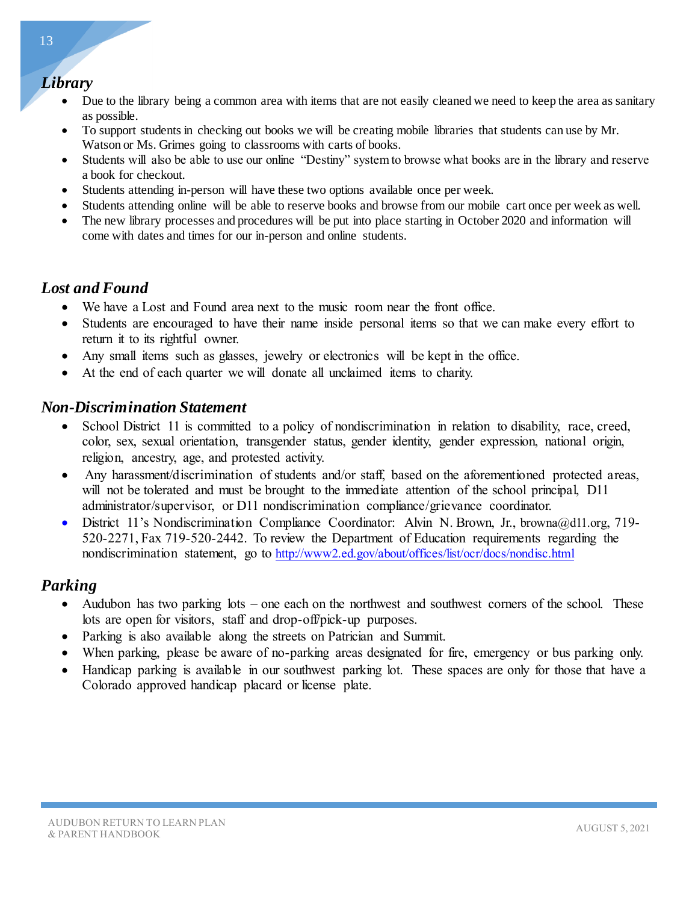## *Library*

- Due to the library being a common area with items that are not easily cleaned we need to keep the area as sanitary as possible.
- To support students in checking out books we will be creating mobile libraries that students can use by Mr. Watson or Ms. Grimes going to classrooms with carts of books.
- Students will also be able to use our online "Destiny" system to browse what books are in the library and reserve a book for checkout.
- Students attending in-person will have these two options available once per week.
- Students attending online will be able to reserve books and browse from our mobile cart once per week as well.
- The new library processes and procedures will be put into place starting in October 2020 and information will come with dates and times for our in-person and online students.

## *Lost and Found*

- We have a Lost and Found area next to the music room near the front office.
- Students are encouraged to have their name inside personal items so that we can make every effort to return it to its rightful owner.
- Any small items such as glasses, jewelry or electronics will be kept in the office.
- At the end of each quarter we will donate all unclaimed items to charity.

## *Non-Discrimination Statement*

- School District 11 is committed to a policy of nondiscrimination in relation to disability, race, creed, color, sex, sexual orientation, transgender status, gender identity, gender expression, national origin, religion, ancestry, age, and protested activity.
- Any harassment/discrimination of students and/or staff, based on the aforementioned protected areas, will not be tolerated and must be brought to the immediate attention of the school principal, D11 administrator/supervisor, or D11 nondiscrimination compliance/grievance coordinator.
- District 11's Nondiscrimination Compliance Coordinator: Alvin N. Brown, Jr., browna@d11.org, 719-520-2271, Fax 719-520-2442. To review the Department of Education requirements regarding the nondiscrimination statement, go to http://www2.ed.gov/about/offices/list/ocr/docs/nondisc.html

## *Parking*

- Audubon has two parking lots – one each on the northwest and southwest corners of the school. These lots are open for visitors, staff and drop-off/pick-up purposes.
- Parking is also available along the streets on Patrician and Summit.
- When parking, please be aware of no-parking areas designated for fire, emergency or bus parking only.
- Handicap parking is available in our southwest parking lot. These spaces are only for those that have a Colorado approved handicap placard or license plate.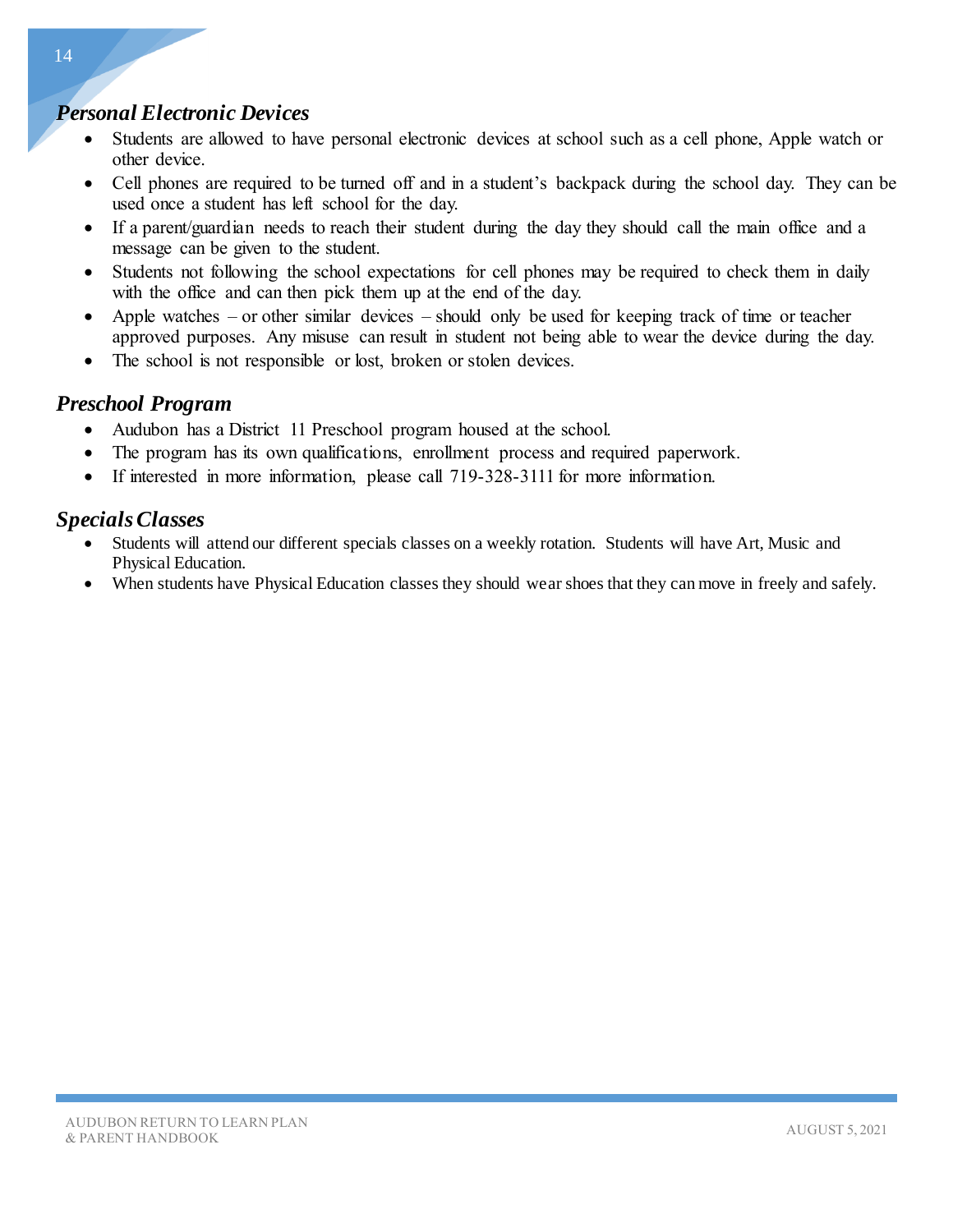## *Personal Electronic Devices*

- Students are allowed to have personal electronic devices at school such as a cell phone, Apple watch or other device.
- Cell phones are required to be turned off and in a student's backpack during the school day. They can be used once a student has left school for the day.
- If a parent/guardian needs to reach their student during the day they should call the main office and a message can be given to the student.
- Students not following the school expectations for cell phones may be required to check them in daily with the office and can then pick them up at the end of the day.
- Apple watches – or other similar devices – should only be used for keeping track of time or teacher approved purposes. Any misuse can result in student not being able to wear the device during the day.
- The school is not responsible or lost, broken or stolen devices.

## *Preschool Program*

- Audubon has a District 11 Preschool program housed at the school.
- The program has its own qualifications, enrollment process and required paperwork.
- If interested in more information, please call 719-328-3111 for more information.

## *Specials Classes*

- Students will attend our different specials classes on a weekly rotation. Students will have Art, Music and Physical Education.
- When students have Physical Education classes they should wear shoes that they can move in freely and safely.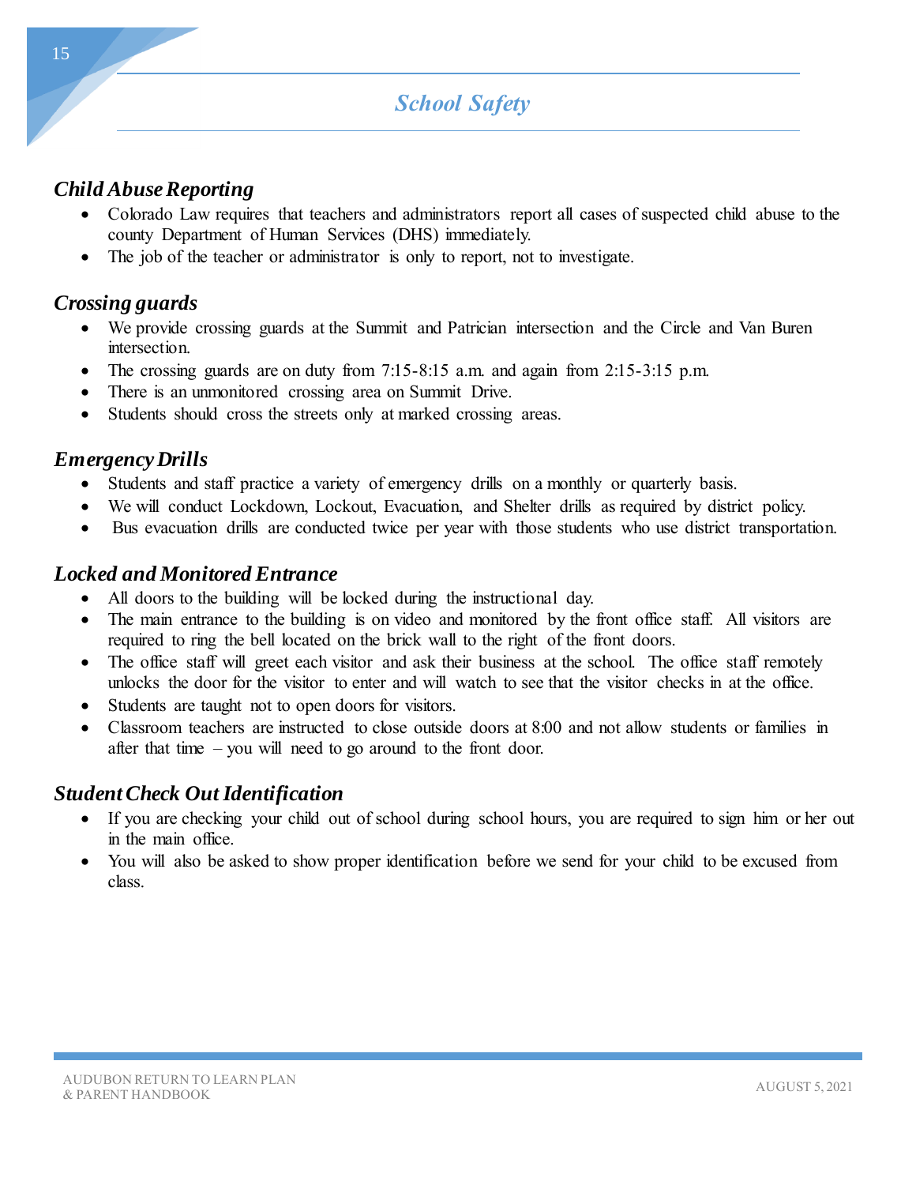# School Safety

## *Child Abuse Reporting*

- Colorado Law requires that teachers and administrators report all cases of suspected child abuse to the county Department of Human Services (DHS) immediately.
- The job of the teacher or administrator is only to report, not to investigate.

## *Crossing guards*

- We provide crossing guards at the Summit and Patrician intersection and the Circle and Van Buren intersection.
- The crossing guards are on duty from 7:15-8:15 a.m. and again from 2:15-3:15 p.m.
- There is an unmonitored crossing area on Summit Drive.
- Students should cross the streets only at marked crossing areas.

## *Emergency Drills*

- Students and staff practice a variety of emergency drills on a monthly or quarterly basis.
- We will conduct Lockdown, Lockout, Evacuation, and Shelter drills as required by district policy.
- Bus evacuation drills are conducted twice per year with those students who use district transportation.

## *Locked and Monitored Entrance*

- All doors to the building will be locked during the instructional day.
- The main entrance to the building is on video and monitored by the front office staff. All visitors are required to ring the bell located on the brick wall to the right of the front doors.
- The office staff will greet each visitor and ask their business at the school. The office staff remotely unlocks the door for the visitor to enter and will watch to see that the visitor checks in at the office.
- Students are taught not to open doors for visitors.
- Classroom teachers are instructed to close outside doors at 8:00 and not allow students or families in after that time – you will need to go around to the front door.

## *Student Check Out Identification*

- If you are checking your child out of school during school hours, you are required to sign him or her out in the main office.
- You will also be asked to show proper identification before we send for your child to be excused from class.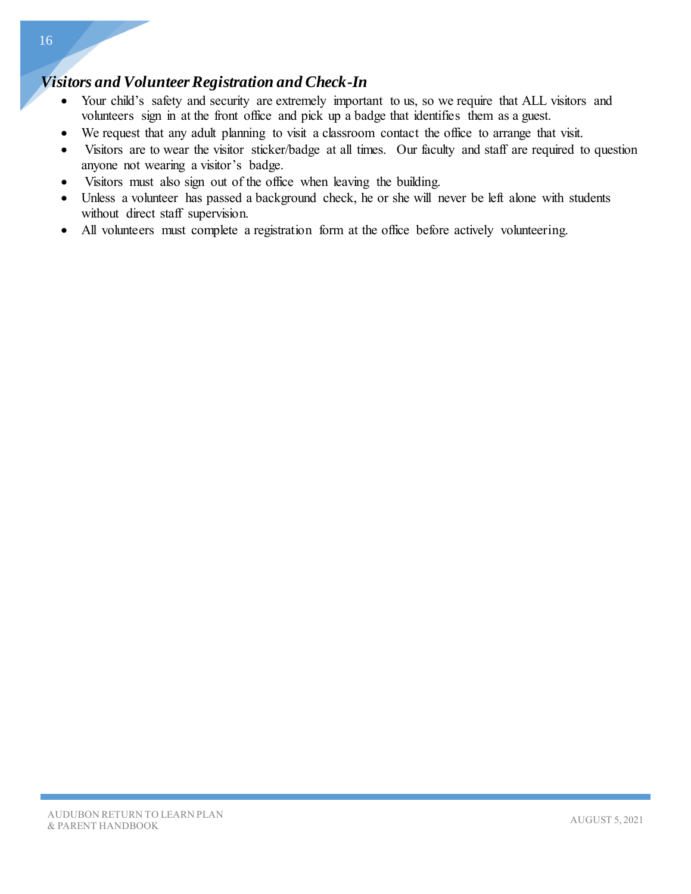## *Visitors and Volunteer Registration and Check-In*

- Your child's safety and security are extremely important to us, so we require that ALL visitors and volunteers sign in at the front office and pick up a badge that identifies them as a guest.
- We request that any adult planning to visit a classroom contact the office to arrange that visit.
- Visitors are to wear the visitor sticker/badge at all times. Our faculty and staff are required to question anyone not wearing a visitor's badge.
- Visitors must also sign out of the office when leaving the building.
- Unless a volunteer has passed a background check, he or she will never be left alone with students without direct staff supervision.
- All volunteers must complete a registration form at the office before actively volunteering.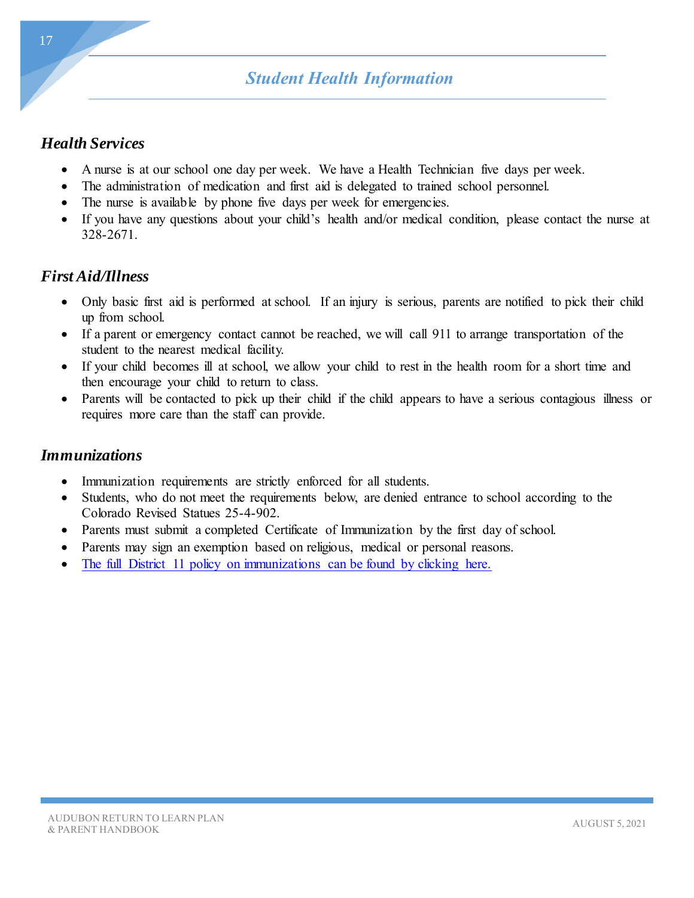# *Student Health Information*

## *Health Services*

- A nurse is at our school one day per week. We have a Health Technician five days per week.
- The administration of medication and first aid is delegated to trained school personnel.
- The nurse is available by phone five days per week for emergencies.
- If you have any questions about your child's health and/or medical condition, please contact the nurse at 328-2671.

## *First Aid/Illness*

- Only basic first aid is performed at school. If an injury is serious, parents are notified to pick their child up from school.
- If a parent or emergency contact cannot be reached, we will call 911 to arrange transportation of the student to the nearest medical facility.
- If your child becomes ill at school, we allow your child to rest in the health room for a short time and then encourage your child to return to class.
- Parents will be contacted to pick up their child if the child appears to have a serious contagious illness or requires more care than the staff can provide.

## *Immunizations*

- Immunization requirements are strictly enforced for all students.
- Students, who do not meet the requirements below, are denied entrance to school according to the Colorado Revised Statues 25-4-902.
- Parents must submit a completed Certificate of Immunization by the first day of school.
- Parents may sign an exemption based on religious, medical or personal reasons.
- The full District 11 policy on immunizations can be found by clicking here.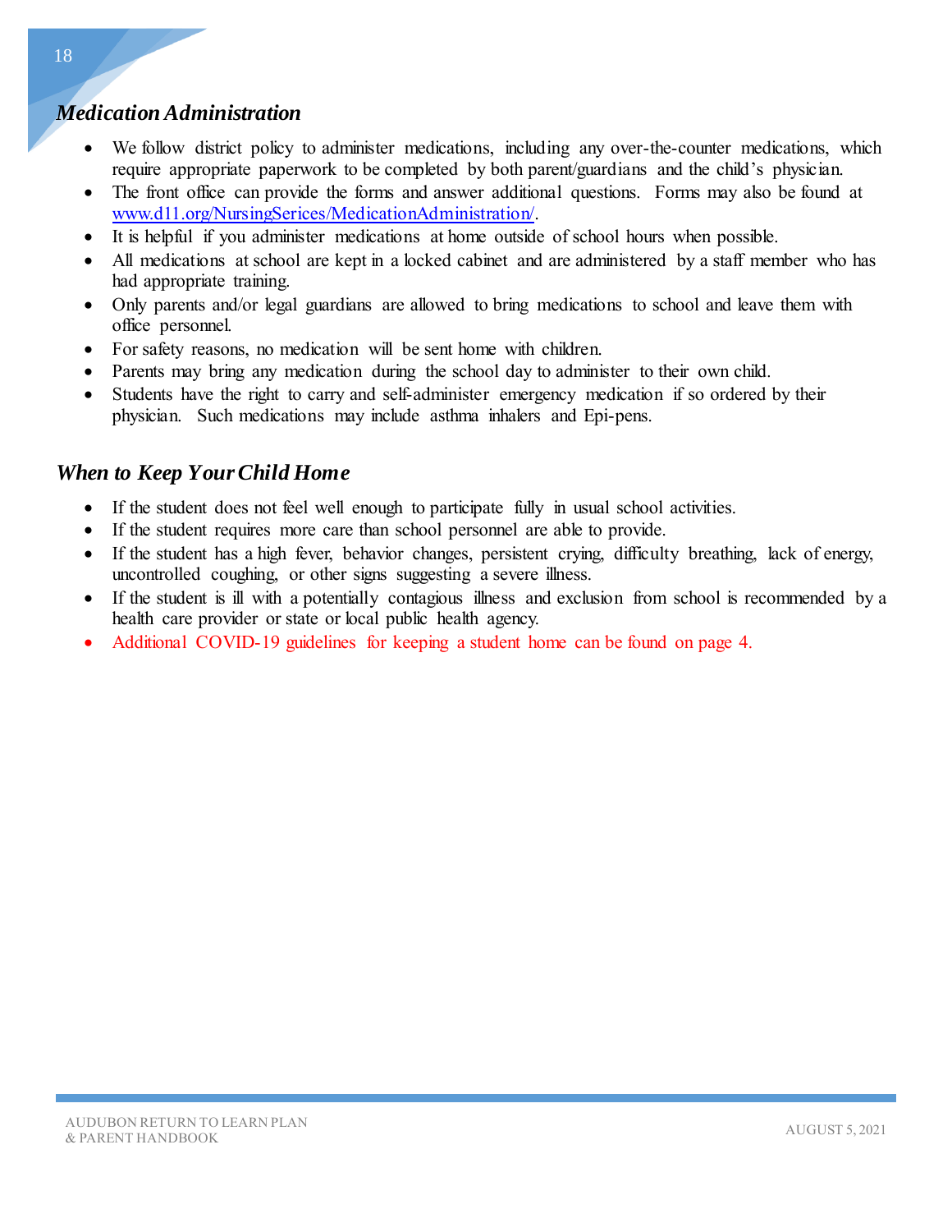## *Medication Administration*

- We follow district policy to administer medications, including any over-the-counter medications, which require appropriate paperwork to be completed by both parent/guardians and the child's physician.
- The front office can provide the forms and answer additional questions. Forms may also be found at [www.d11.org/NursingSerices/MedicationAdministration/](www.d11.org/NursingSerices/MedicationAdministration/).
- It is helpful if you administer medications at home outside of school hours when possible.
- All medications at school are kept in a locked cabinet and are administered by a staff member who has had appropriate training.
- Only parents and/or legal guardians are allowed to bring medications to school and leave them with office personnel.
- For safety reasons, no medication will be sent home with children.
- Parents may bring any medication during the school day to administer to their own child.
- Students have the right to carry and self-administer emergency medication if so ordered by their physician. Such medications may include asthma inhalers and Epi-pens.

## *When to Keep Your Child Home*

- If the student does not feel well enough to participate fully in usual school activities.
- If the student requires more care than school personnel are able to provide.
- If the student has a high fever, behavior changes, persistent crying, difficulty breathing, lack of energy, uncontrolled coughing, or other signs suggesting a severe illness.
- If the student is ill with a potentially contagious illness and exclusion from school is recommended by a health care provider or state or local public health agency.
- Additional COVID-19 guidelines for keeping a student home can be found on page 4.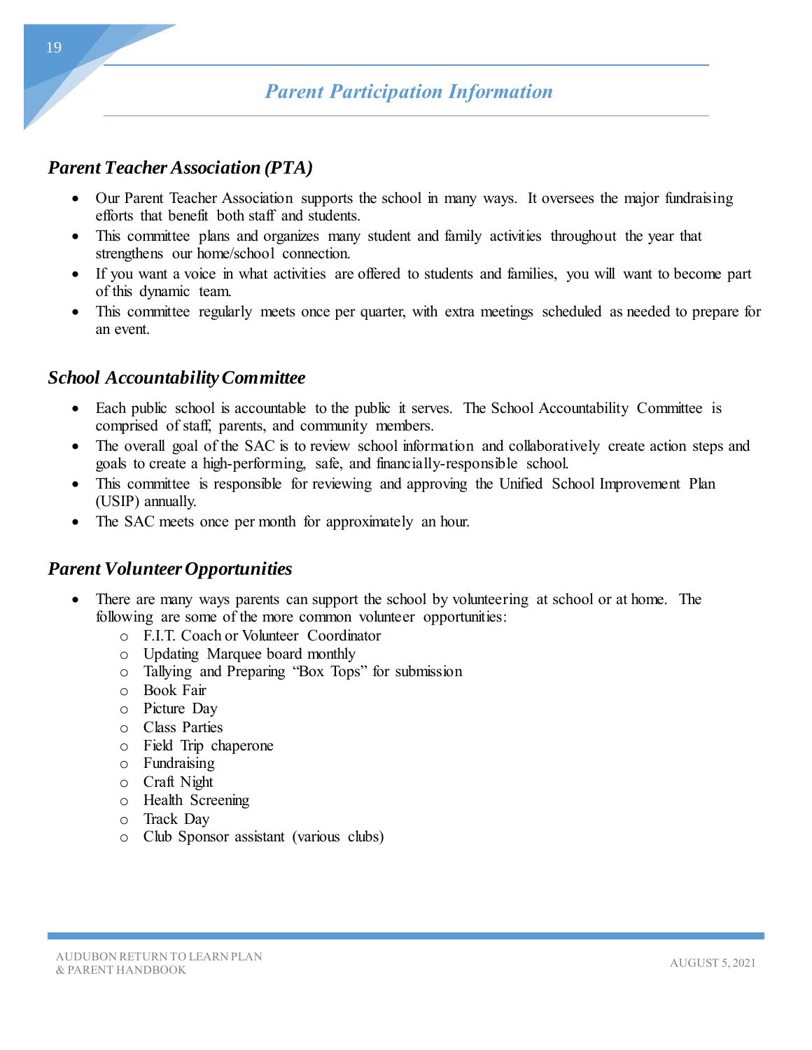## *Parent Participation Information*

### *Parent Teacher Association (PTA)*

- Our Parent Teacher Association supports the school in many ways. It oversees the major fundraising efforts that benefit both staff and students.
- This committee plans and organizes many student and family activities throughout the year that strengthens our home/school connection.
- If you want a voice in what activities are offered to students and families, you will want to become part of this dynamic team.
- This committee regularly meets once per quarter, with extra meetings scheduled as needed to prepare for an event.

### *School Accountability Committee*

- Each public school is accountable to the public it serves. The School Accountability Committee is comprised of staff, parents, and community members.
- The overall goal of the SAC is to review school information and collaboratively create action steps and goals to create a high-performing, safe, and financially-responsible school.
- This committee is responsible for reviewing and approving the Unified School Improvement Plan (USIP) annually.
- The SAC meets once per month for approximately an hour.

### *Parent Volunteer Opportunities*

- There are many ways parents can support the school by volunteering at school or at home. The following are some of the more common volunteer opportunities:
  - F.I.T. Coach or Volunteer Coordinator
  - Updating Marquee board monthly
  - Tallying and Preparing "Box Tops" for submission
  - Book Fair
  - Picture Day
  - Class Parties
  - Field Trip chaperone
  - Fundraising
  - Craft Night
  - Health Screening
  - Track Day
  - Club Sponsor assistant (various clubs)